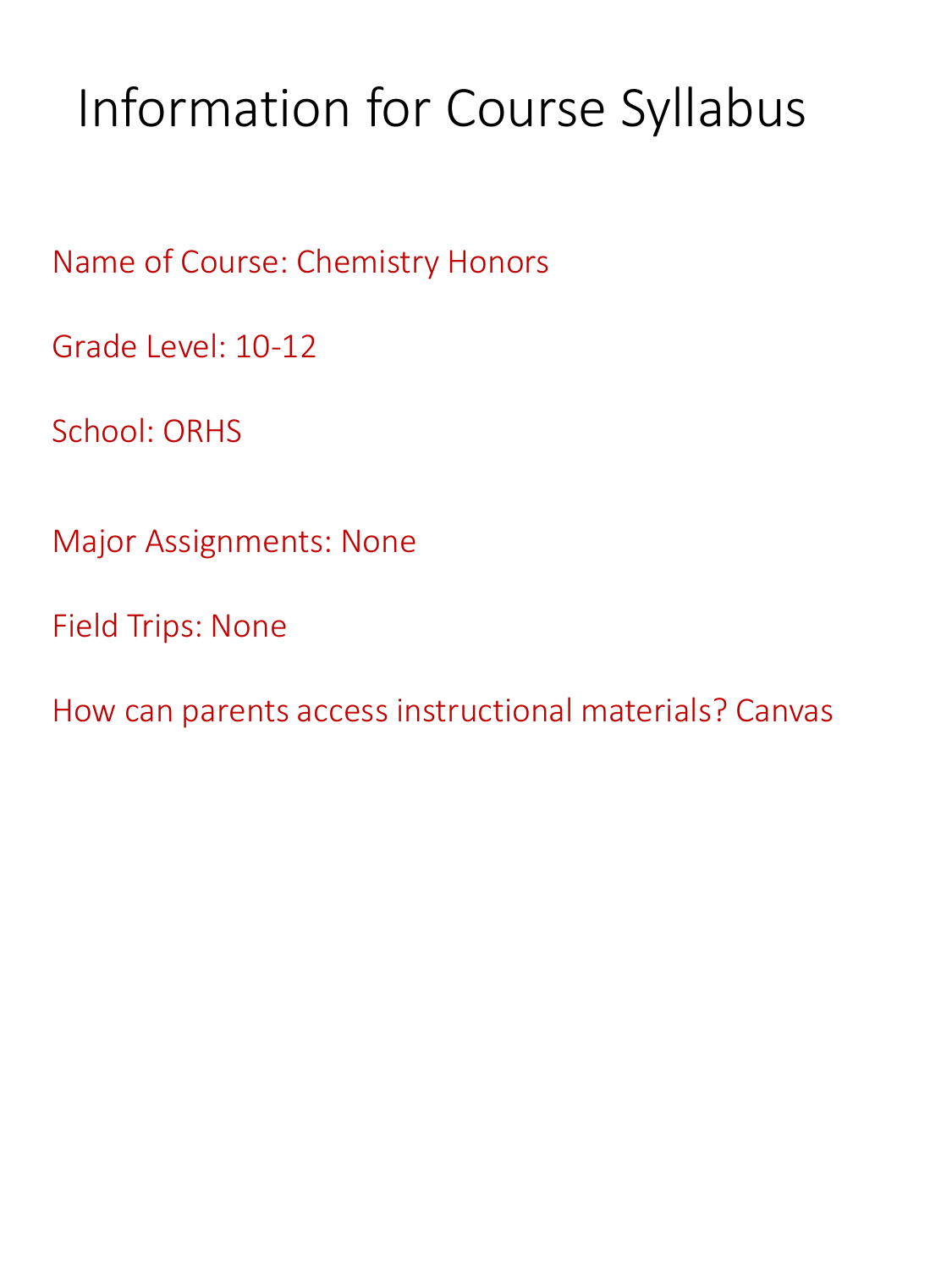# Information for Course Syllabus

Name of Course: Chemistry Honors

Grade Level: 10-12

School: ORHS

Major Assignments: None

Field Trips: None

How can parents access instructional materials? Canvas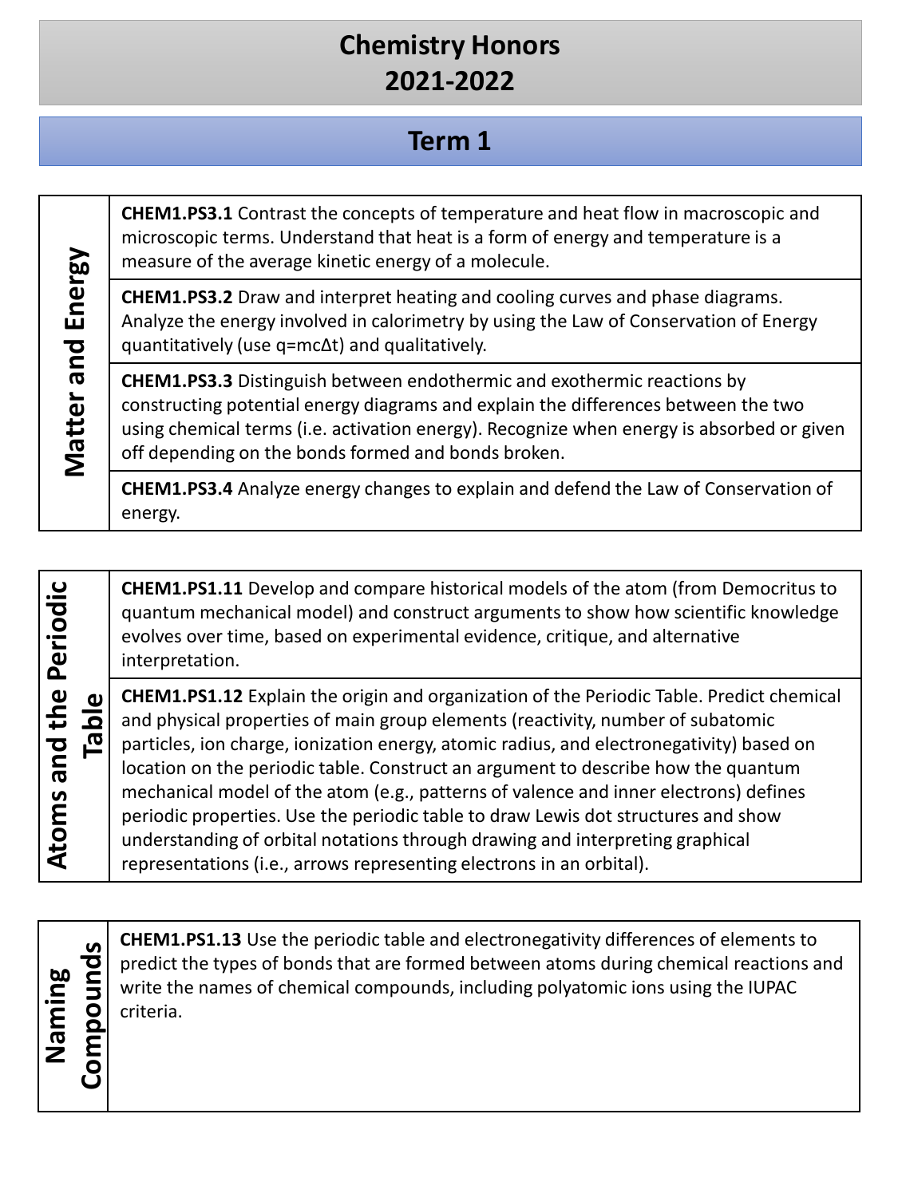# Chemistry Honors
# 2021-2022

## Term 1

| Matter and Energy | |
|---|---|
| | **CHEM1.PS3.1** Contrast the concepts of temperature and heat flow in macroscopic and microscopic terms. Understand that heat is a form of energy and temperature is a measure of the average kinetic energy of a molecule. |
| | **CHEM1.PS3.2** Draw and interpret heating and cooling curves and phase diagrams. Analyze the energy involved in calorimetry by using the Law of Conservation of Energy quantitatively (use $q=mc\Delta t$) and qualitatively. |
| | **CHEM1.PS3.3** Distinguish between endothermic and exothermic reactions by constructing potential energy diagrams and explain the differences between the two using chemical terms (i.e. activation energy). Recognize when energy is absorbed or given off depending on the bonds formed and bonds broken. |
| | **CHEM1.PS3.4** Analyze energy changes to explain and defend the Law of Conservation of energy. |

| Atoms and the Periodic Table | |
|---|---|
| | **CHEM1.PS1.11** Develop and compare historical models of the atom (from Democritus to quantum mechanical model) and construct arguments to show how scientific knowledge evolves over time, based on experimental evidence, critique, and alternative interpretation. |
| | **CHEM1.PS1.12** Explain the origin and organization of the Periodic Table. Predict chemical and physical properties of main group elements (reactivity, number of subatomic particles, ion charge, ionization energy, atomic radius, and electronegativity) based on location on the periodic table. Construct an argument to describe how the quantum mechanical model of the atom (e.g., patterns of valence and inner electrons) defines periodic properties. Use the periodic table to draw Lewis dot structures and show understanding of orbital notations through drawing and interpreting graphical representations (i.e., arrows representing electrons in an orbital). |

| Naming Compounds | |
|---|---|
| | **CHEM1.PS1.13** Use the periodic table and electronegativity differences of elements to predict the types of bonds that are formed between atoms during chemical reactions and write the names of chemical compounds, including polyatomic ions using the IUPAC criteria. |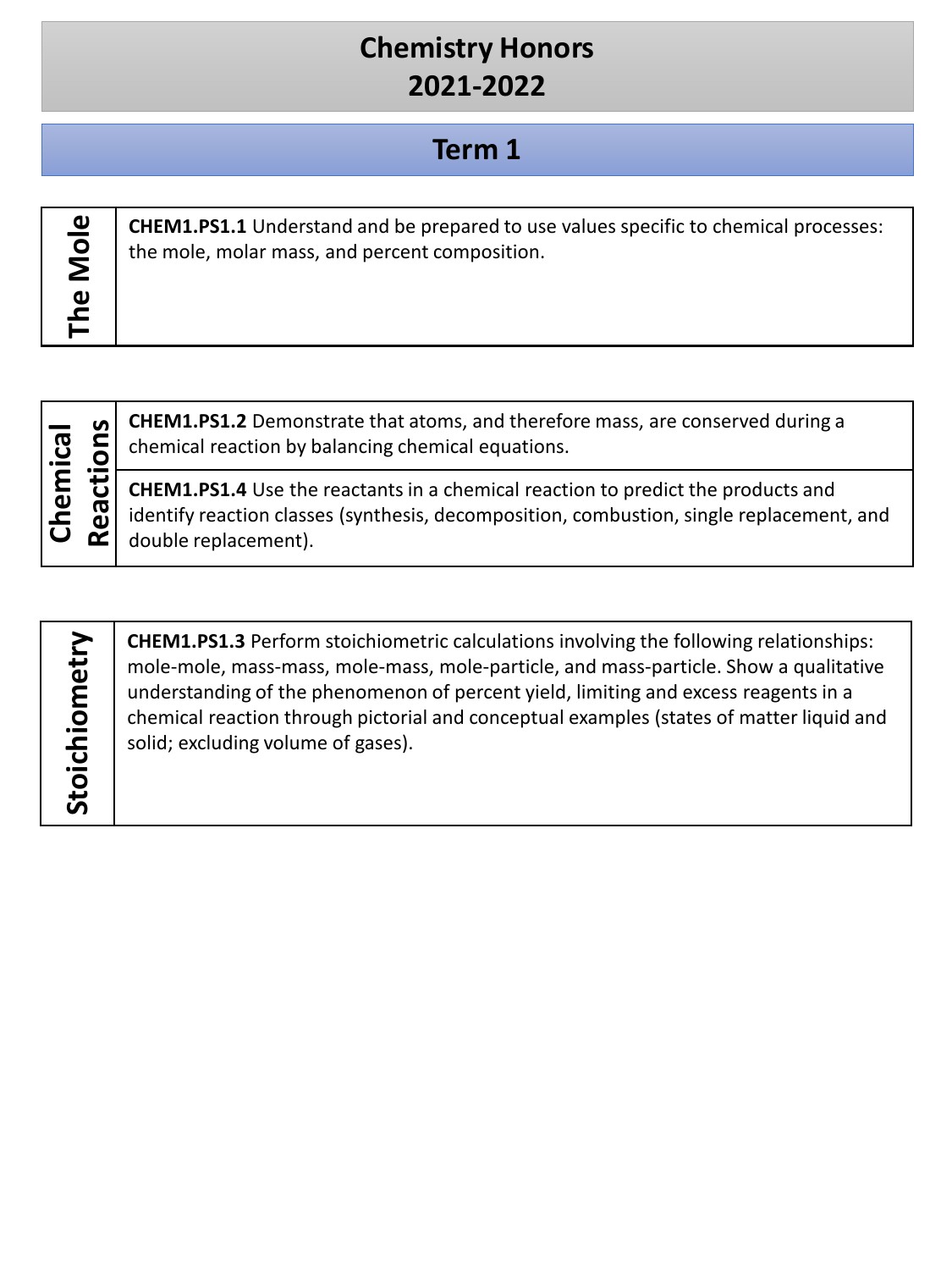# Chemistry Honors
# 2021-2022

## Term 1

| The Mole | |
|---|---|
| | **CHEM1.PS1.1** Understand and be prepared to use values specific to chemical processes: the mole, molar mass, and percent composition. |

| Chemical Reactions | |
|---|---|
| | **CHEM1.PS1.2** Demonstrate that atoms, and therefore mass, are conserved during a chemical reaction by balancing chemical equations. |
| | **CHEM1.PS1.4** Use the reactants in a chemical reaction to predict the products and identify reaction classes (synthesis, decomposition, combustion, single replacement, and double replacement). |

| Stoichiometry | |
|---|---|
| | **CHEM1.PS1.3** Perform stoichiometric calculations involving the following relationships: mole-mole, mass-mass, mole-mass, mole-particle, and mass-particle. Show a qualitative understanding of the phenomenon of percent yield, limiting and excess reagents in a chemical reaction through pictorial and conceptual examples (states of matter liquid and solid; excluding volume of gases). |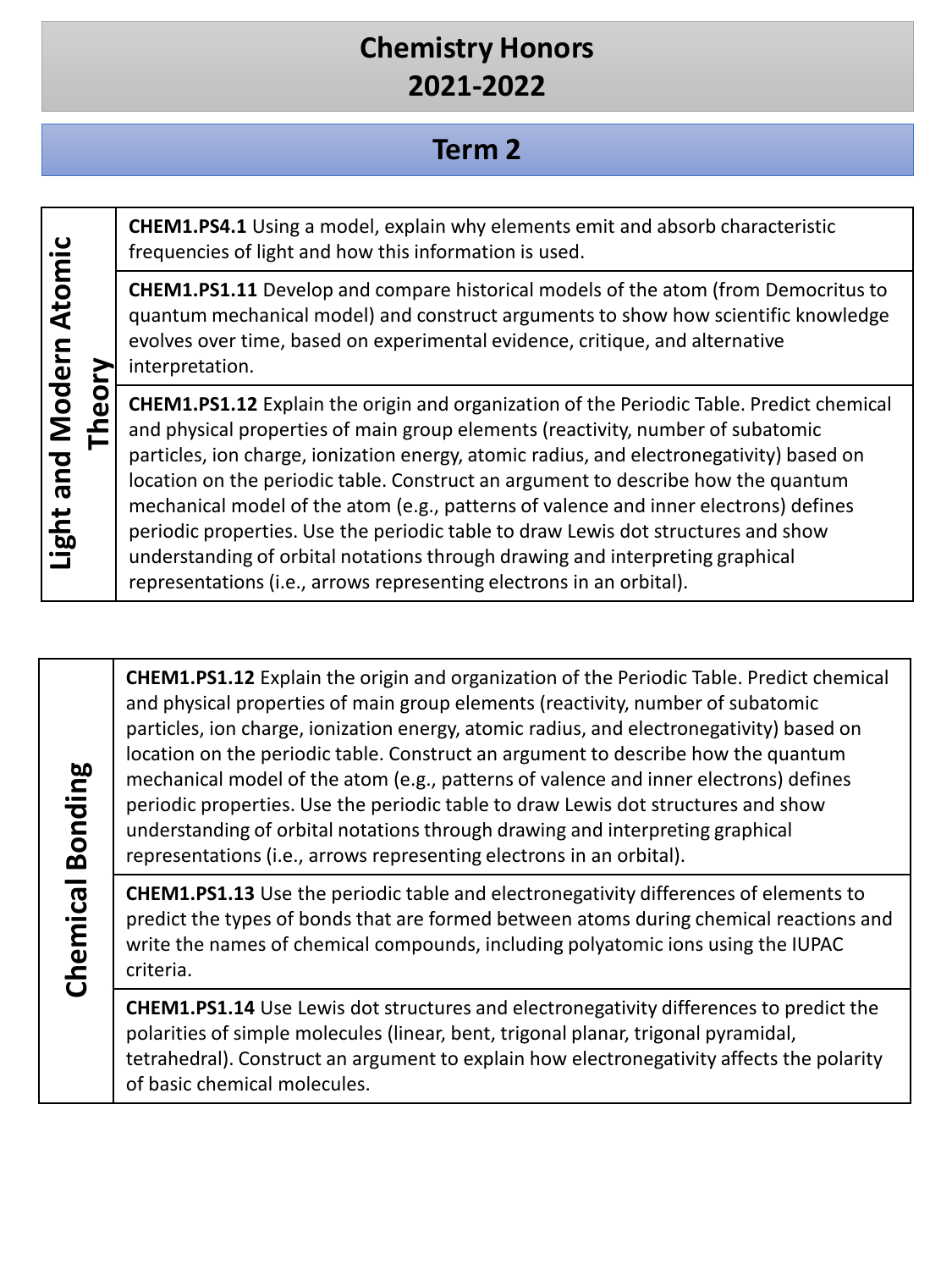# Chemistry Honors
# 2021-2022

## Term 2

| Light and Modern Atomic Theory | |
|---|---|
| | **CHEM1.PS4.1** Using a model, explain why elements emit and absorb characteristic frequencies of light and how this information is used. |
| | **CHEM1.PS1.11** Develop and compare historical models of the atom (from Democritus to quantum mechanical model) and construct arguments to show how scientific knowledge evolves over time, based on experimental evidence, critique, and alternative interpretation. |
| | **CHEM1.PS1.12** Explain the origin and organization of the Periodic Table. Predict chemical and physical properties of main group elements (reactivity, number of subatomic particles, ion charge, ionization energy, atomic radius, and electronegativity) based on location on the periodic table. Construct an argument to describe how the quantum mechanical model of the atom (e.g., patterns of valence and inner electrons) defines periodic properties. Use the periodic table to draw Lewis dot structures and show understanding of orbital notations through drawing and interpreting graphical representations (i.e., arrows representing electrons in an orbital). |

| Chemical Bonding | |
|---|---|
| | **CHEM1.PS1.12** Explain the origin and organization of the Periodic Table. Predict chemical and physical properties of main group elements (reactivity, number of subatomic particles, ion charge, ionization energy, atomic radius, and electronegativity) based on location on the periodic table. Construct an argument to describe how the quantum mechanical model of the atom (e.g., patterns of valence and inner electrons) defines periodic properties. Use the periodic table to draw Lewis dot structures and show understanding of orbital notations through drawing and interpreting graphical representations (i.e., arrows representing electrons in an orbital). |
| | **CHEM1.PS1.13** Use the periodic table and electronegativity differences of elements to predict the types of bonds that are formed between atoms during chemical reactions and write the names of chemical compounds, including polyatomic ions using the IUPAC criteria. |
| | **CHEM1.PS1.14** Use Lewis dot structures and electronegativity differences to predict the polarities of simple molecules (linear, bent, trigonal planar, trigonal pyramidal, tetrahedral). Construct an argument to explain how electronegativity affects the polarity of basic chemical molecules. |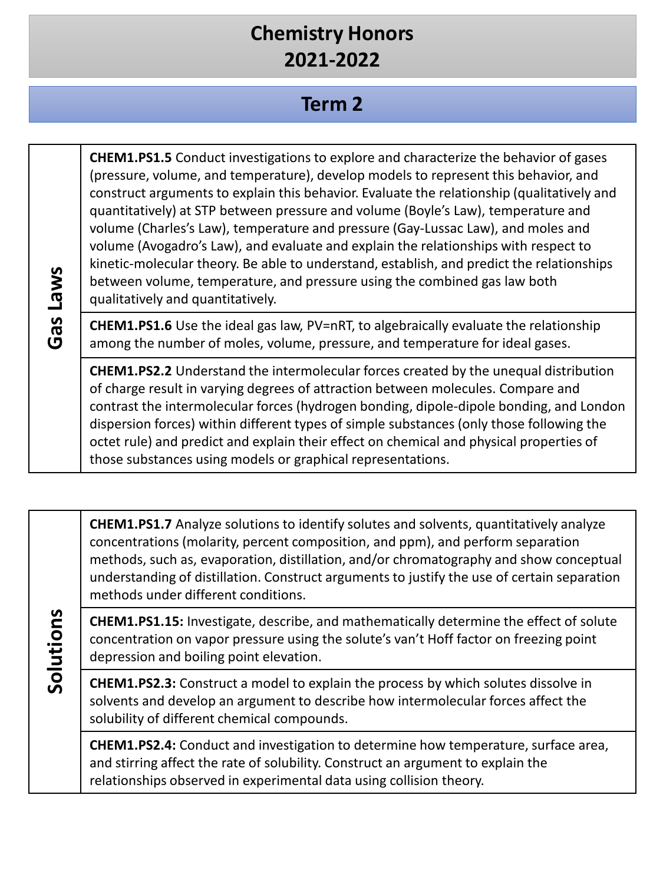# Chemistry Honors
# 2021-2022

## Term 2

| Gas Laws | |
|---|---|
| | **CHEM1.PS1.5** Conduct investigations to explore and characterize the behavior of gases (pressure, volume, and temperature), develop models to represent this behavior, and construct arguments to explain this behavior. Evaluate the relationship (qualitatively and quantitatively) at STP between pressure and volume (Boyle's Law), temperature and volume (Charles's Law), temperature and pressure (Gay-Lussac Law), and moles and volume (Avogadro's Law), and evaluate and explain the relationships with respect to kinetic-molecular theory. Be able to understand, establish, and predict the relationships between volume, temperature, and pressure using the combined gas law both qualitatively and quantitatively. |
| | **CHEM1.PS1.6** Use the ideal gas law, $PV=nRT$, to algebraically evaluate the relationship among the number of moles, volume, pressure, and temperature for ideal gases. |
| | **CHEM1.PS2.2** Understand the intermolecular forces created by the unequal distribution of charge result in varying degrees of attraction between molecules. Compare and contrast the intermolecular forces (hydrogen bonding, dipole-dipole bonding, and London dispersion forces) within different types of simple substances (only those following the octet rule) and predict and explain their effect on chemical and physical properties of those substances using models or graphical representations. |

| Solutions | |
|---|---|
| | **CHEM1.PS1.7** Analyze solutions to identify solutes and solvents, quantitatively analyze concentrations (molarity, percent composition, and ppm), and perform separation methods, such as, evaporation, distillation, and/or chromatography and show conceptual understanding of distillation. Construct arguments to justify the use of certain separation methods under different conditions. |
| | **CHEM1.PS1.15:** Investigate, describe, and mathematically determine the effect of solute concentration on vapor pressure using the solute's van't Hoff factor on freezing point depression and boiling point elevation. |
| | **CHEM1.PS2.3:** Construct a model to explain the process by which solutes dissolve in solvents and develop an argument to describe how intermolecular forces affect the solubility of different chemical compounds. |
| | **CHEM1.PS2.4:** Conduct and investigation to determine how temperature, surface area, and stirring affect the rate of solubility. Construct an argument to explain the relationships observed in experimental data using collision theory. |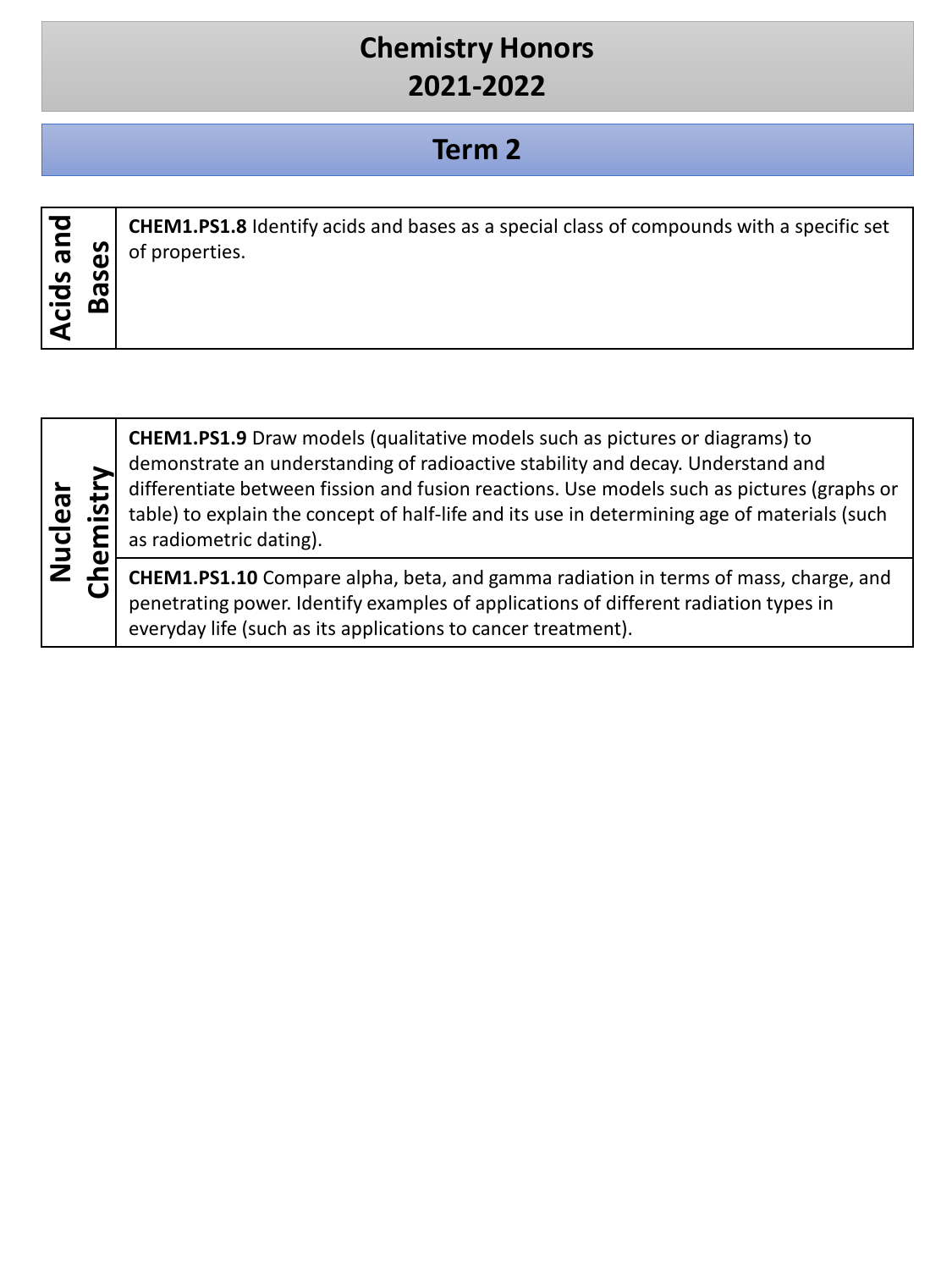# Chemistry Honors
# 2021-2022

## Term 2

| | |
|---|---|
| **Acids and Bases** | **CHEM1.PS1.8** Identify acids and bases as a special class of compounds with a specific set of properties. |

| | |
|---|---|
| **Nuclear Chemistry** | **CHEM1.PS1.9** Draw models (qualitative models such as pictures or diagrams) to demonstrate an understanding of radioactive stability and decay. Understand and differentiate between fission and fusion reactions. Use models such as pictures (graphs or table) to explain the concept of half-life and its use in determining age of materials (such as radiometric dating). |
| | **CHEM1.PS1.10** Compare alpha, beta, and gamma radiation in terms of mass, charge, and penetrating power. Identify examples of applications of different radiation types in everyday life (such as its applications to cancer treatment). |